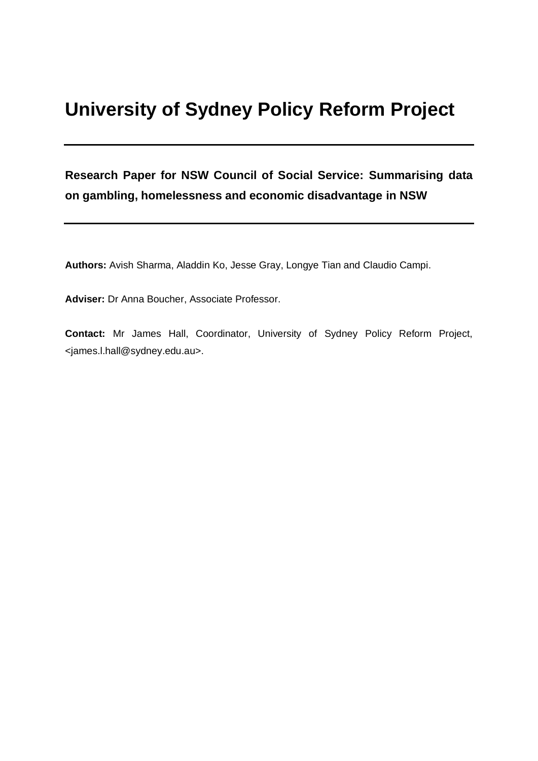# University of Sydney Policy Reform Project

---

**Research Paper for NSW Council of Social Service: Summarising data on gambling, homelessness and economic disadvantage in NSW**

---

**Authors:** Avish Sharma, Aladdin Ko, Jesse Gray, Longye Tian and Claudio Campi.

**Adviser:** Dr Anna Boucher, Associate Professor.

**Contact:** Mr James Hall, Coordinator, University of Sydney Policy Reform Project, <james.l.hall@sydney.edu.au>.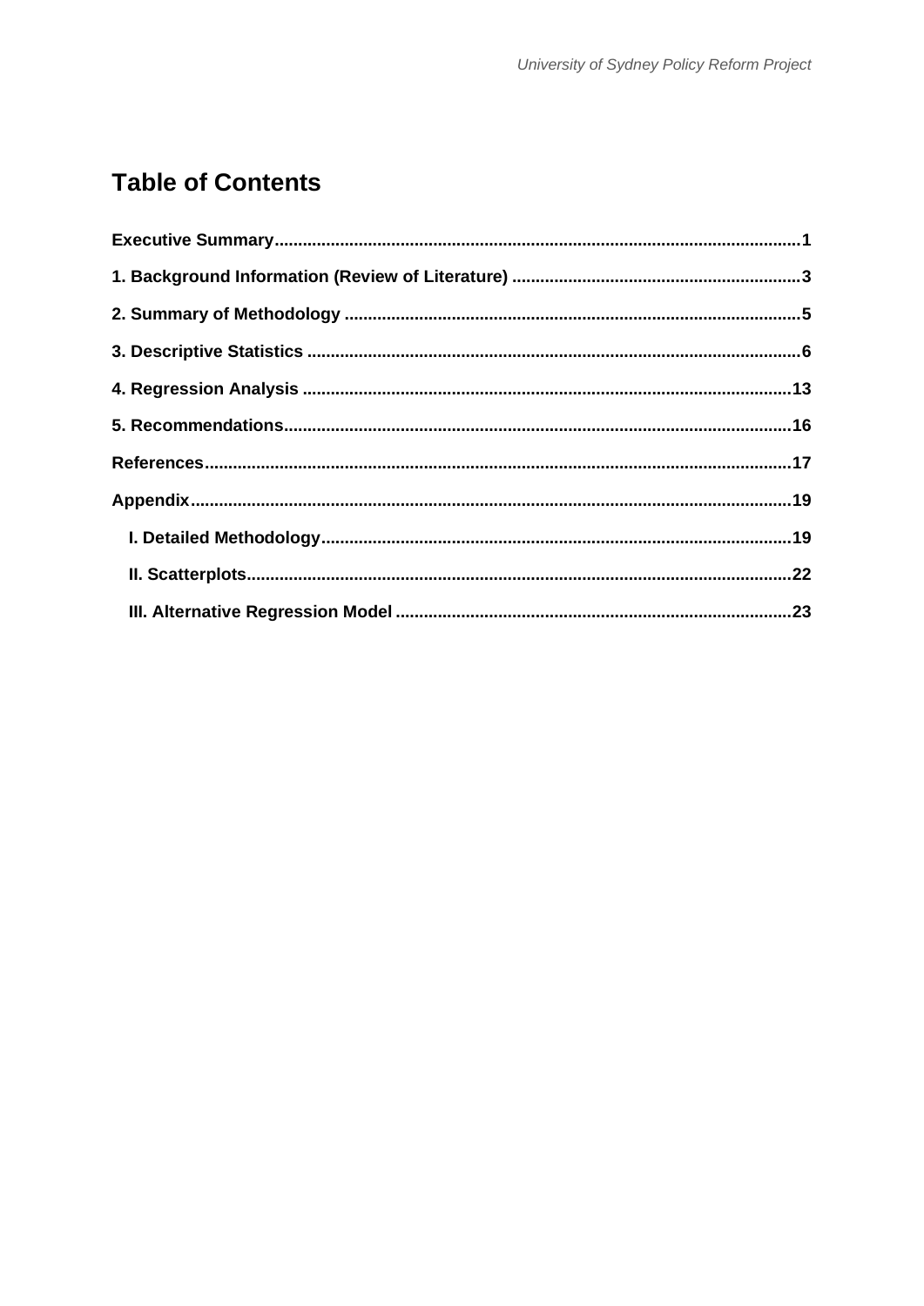# Table of Contents

**Executive Summary**...........................................................................................................1

**1. Background Information (Review of Literature)** ..........................................................3

**2. Summary of Methodology** .............................................................................................5

**3. Descriptive Statistics** .....................................................................................................6

**4. Regression Analysis** .....................................................................................................13

**5. Recommendations**........................................................................................................16

**References**.........................................................................................................................17

**Appendix**...........................................................................................................................19

- **I. Detailed Methodology**................................................................................................19
- **II. Scatterplots**...............................................................................................................22
- **III. Alternative Regression Model** .................................................................................23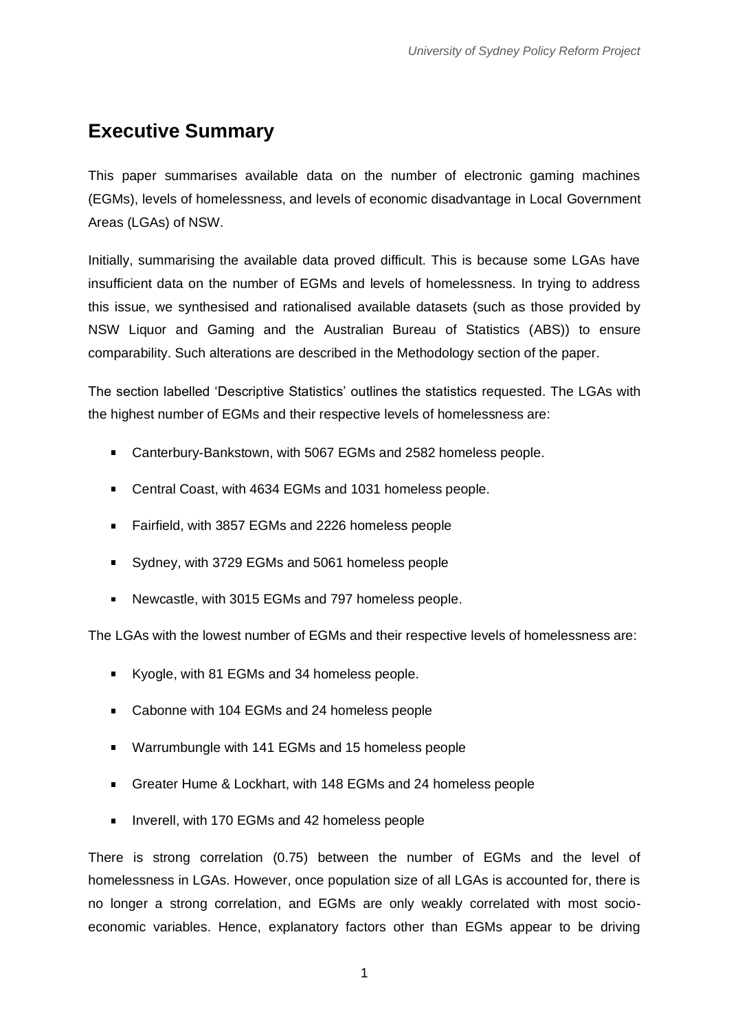## Executive Summary

This paper summarises available data on the number of electronic gaming machines (EGMs), levels of homelessness, and levels of economic disadvantage in Local Government Areas (LGAs) of NSW.

Initially, summarising the available data proved difficult. This is because some LGAs have insufficient data on the number of EGMs and levels of homelessness. In trying to address this issue, we synthesised and rationalised available datasets (such as those provided by NSW Liquor and Gaming and the Australian Bureau of Statistics (ABS)) to ensure comparability. Such alterations are described in the Methodology section of the paper.

The section labelled 'Descriptive Statistics' outlines the statistics requested. The LGAs with the highest number of EGMs and their respective levels of homelessness are:

- Canterbury-Bankstown, with 5067 EGMs and 2582 homeless people.
- Central Coast, with 4634 EGMs and 1031 homeless people.
- Fairfield, with 3857 EGMs and 2226 homeless people
- Sydney, with 3729 EGMs and 5061 homeless people
- Newcastle, with 3015 EGMs and 797 homeless people.

The LGAs with the lowest number of EGMs and their respective levels of homelessness are:

- Kyogle, with 81 EGMs and 34 homeless people.
- Cabonne with 104 EGMs and 24 homeless people
- Warrumbungle with 141 EGMs and 15 homeless people
- Greater Hume & Lockhart, with 148 EGMs and 24 homeless people
- Inverell, with 170 EGMs and 42 homeless people

There is strong correlation (0.75) between the number of EGMs and the level of homelessness in LGAs. However, once population size of all LGAs is accounted for, there is no longer a strong correlation, and EGMs are only weakly correlated with most socio-economic variables. Hence, explanatory factors other than EGMs appear to be driving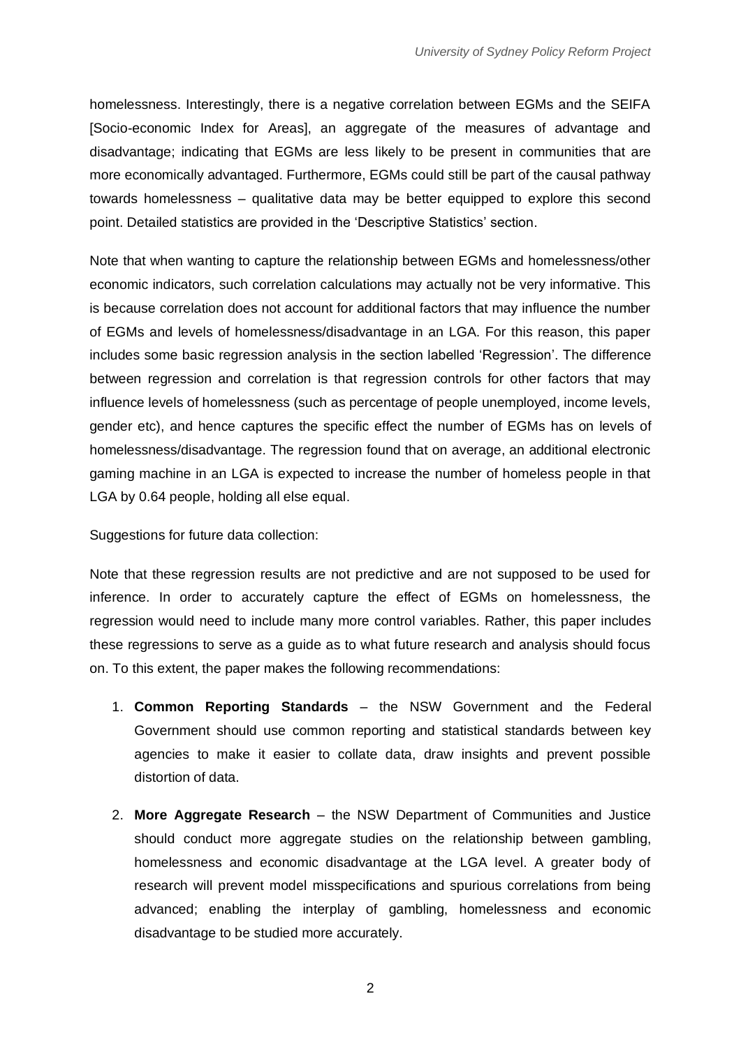homelessness. Interestingly, there is a negative correlation between EGMs and the SEIFA [Socio-economic Index for Areas], an aggregate of the measures of advantage and disadvantage; indicating that EGMs are less likely to be present in communities that are more economically advantaged. Furthermore, EGMs could still be part of the causal pathway towards homelessness – qualitative data may be better equipped to explore this second point. Detailed statistics are provided in the 'Descriptive Statistics' section.

Note that when wanting to capture the relationship between EGMs and homelessness/other economic indicators, such correlation calculations may actually not be very informative. This is because correlation does not account for additional factors that may influence the number of EGMs and levels of homelessness/disadvantage in an LGA. For this reason, this paper includes some basic regression analysis in the section labelled 'Regression'. The difference between regression and correlation is that regression controls for other factors that may influence levels of homelessness (such as percentage of people unemployed, income levels, gender etc), and hence captures the specific effect the number of EGMs has on levels of homelessness/disadvantage. The regression found that on average, an additional electronic gaming machine in an LGA is expected to increase the number of homeless people in that LGA by 0.64 people, holding all else equal.

Suggestions for future data collection:

Note that these regression results are not predictive and are not supposed to be used for inference. In order to accurately capture the effect of EGMs on homelessness, the regression would need to include many more control variables. Rather, this paper includes these regressions to serve as a guide as to what future research and analysis should focus on. To this extent, the paper makes the following recommendations:

1. **Common Reporting Standards** – the NSW Government and the Federal Government should use common reporting and statistical standards between key agencies to make it easier to collate data, draw insights and prevent possible distortion of data.

2. **More Aggregate Research** – the NSW Department of Communities and Justice should conduct more aggregate studies on the relationship between gambling, homelessness and economic disadvantage at the LGA level. A greater body of research will prevent model misspecifications and spurious correlations from being advanced; enabling the interplay of gambling, homelessness and economic disadvantage to be studied more accurately.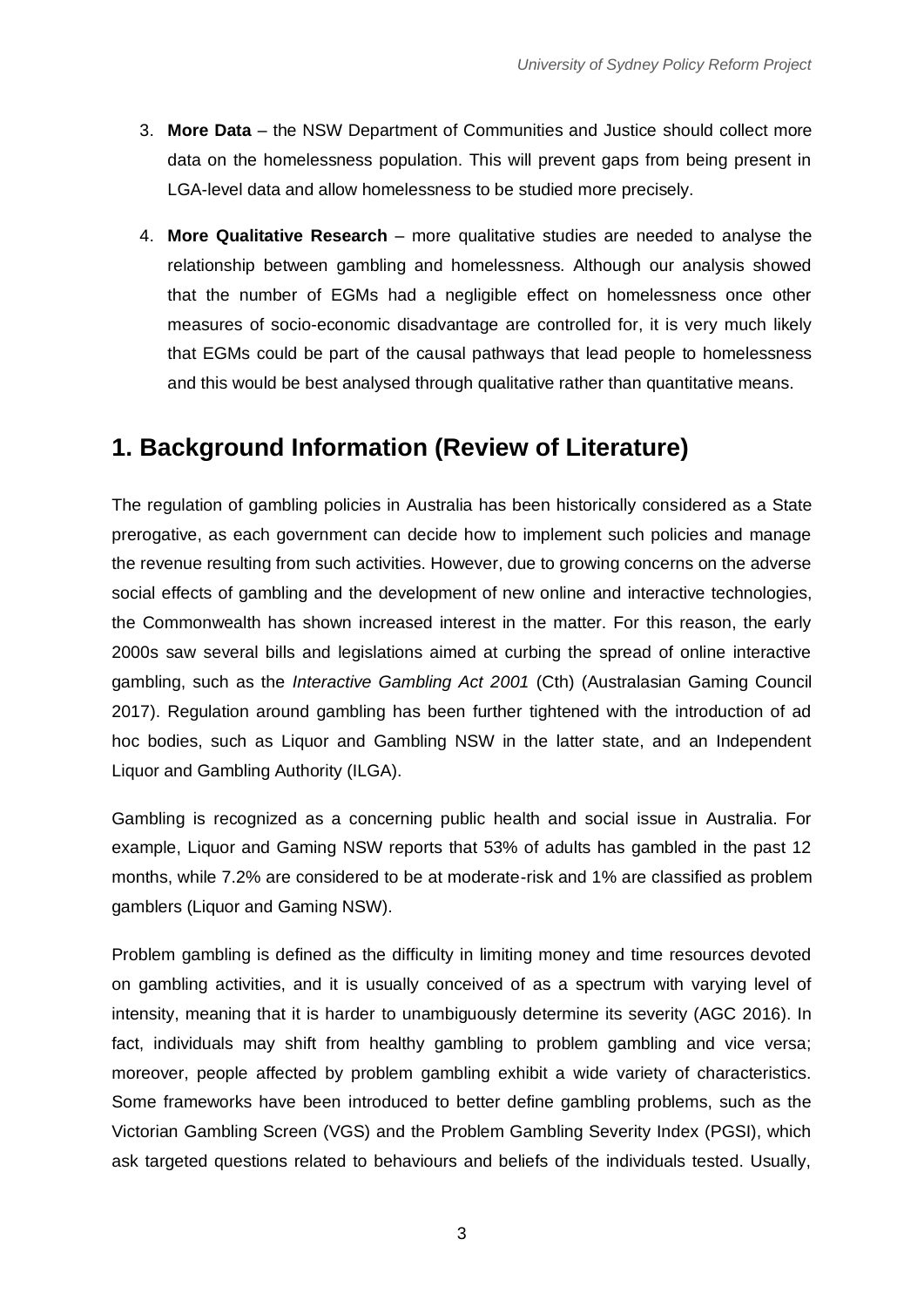3. **More Data** – the NSW Department of Communities and Justice should collect more data on the homelessness population. This will prevent gaps from being present in LGA-level data and allow homelessness to be studied more precisely.

4. **More Qualitative Research** – more qualitative studies are needed to analyse the relationship between gambling and homelessness. Although our analysis showed that the number of EGMs had a negligible effect on homelessness once other measures of socio-economic disadvantage are controlled for, it is very much likely that EGMs could be part of the causal pathways that lead people to homelessness and this would be best analysed through qualitative rather than quantitative means.

## 1. Background Information (Review of Literature)

The regulation of gambling policies in Australia has been historically considered as a State prerogative, as each government can decide how to implement such policies and manage the revenue resulting from such activities. However, due to growing concerns on the adverse social effects of gambling and the development of new online and interactive technologies, the Commonwealth has shown increased interest in the matter. For this reason, the early 2000s saw several bills and legislations aimed at curbing the spread of online interactive gambling, such as the *Interactive Gambling Act 2001* (Cth) (Australasian Gaming Council 2017). Regulation around gambling has been further tightened with the introduction of ad hoc bodies, such as Liquor and Gambling NSW in the latter state, and an Independent Liquor and Gambling Authority (ILGA).

Gambling is recognized as a concerning public health and social issue in Australia. For example, Liquor and Gaming NSW reports that 53% of adults has gambled in the past 12 months, while 7.2% are considered to be at moderate-risk and 1% are classified as problem gamblers (Liquor and Gaming NSW).

Problem gambling is defined as the difficulty in limiting money and time resources devoted on gambling activities, and it is usually conceived of as a spectrum with varying level of intensity, meaning that it is harder to unambiguously determine its severity (AGC 2016). In fact, individuals may shift from healthy gambling to problem gambling and vice versa; moreover, people affected by problem gambling exhibit a wide variety of characteristics. Some frameworks have been introduced to better define gambling problems, such as the Victorian Gambling Screen (VGS) and the Problem Gambling Severity Index (PGSI), which ask targeted questions related to behaviours and beliefs of the individuals tested. Usually,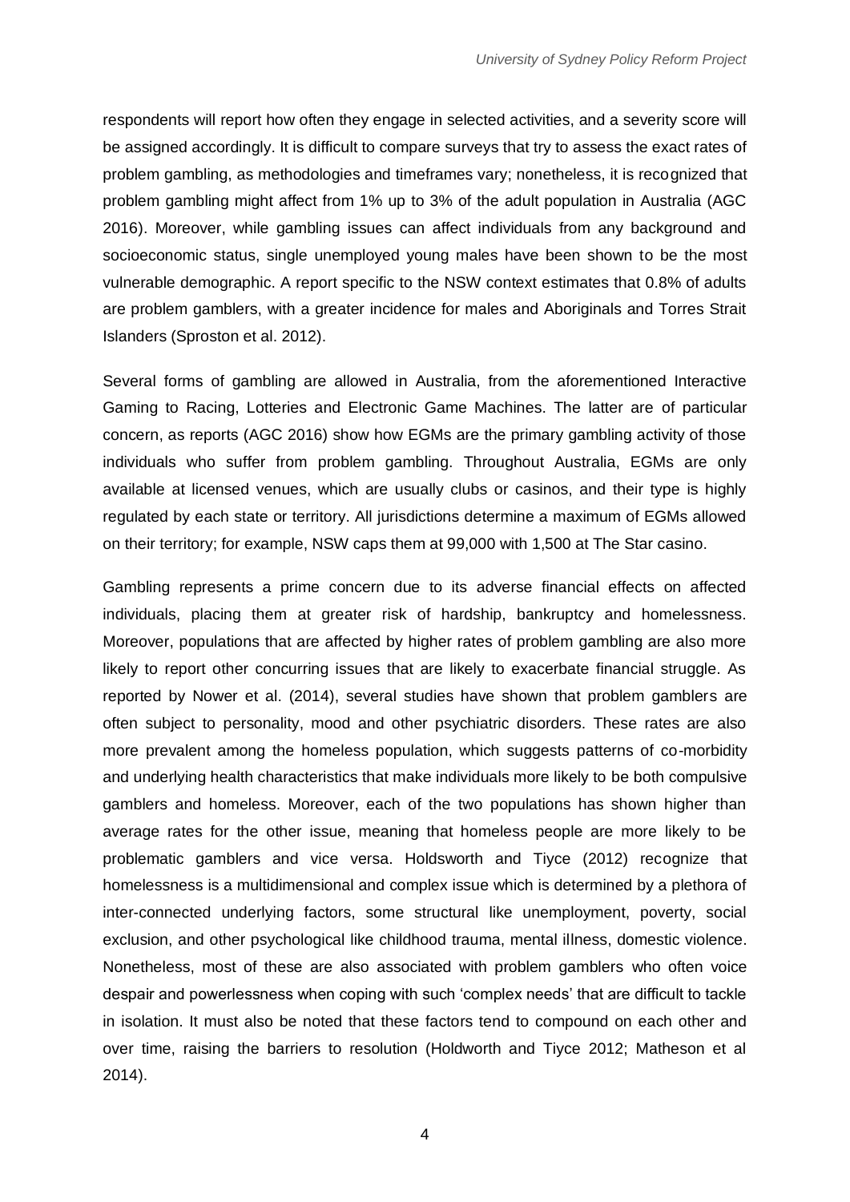respondents will report how often they engage in selected activities, and a severity score will be assigned accordingly. It is difficult to compare surveys that try to assess the exact rates of problem gambling, as methodologies and timeframes vary; nonetheless, it is recognized that problem gambling might affect from 1% up to 3% of the adult population in Australia (AGC 2016). Moreover, while gambling issues can affect individuals from any background and socioeconomic status, single unemployed young males have been shown to be the most vulnerable demographic. A report specific to the NSW context estimates that 0.8% of adults are problem gamblers, with a greater incidence for males and Aboriginals and Torres Strait Islanders (Sproston et al. 2012).

Several forms of gambling are allowed in Australia, from the aforementioned Interactive Gaming to Racing, Lotteries and Electronic Game Machines. The latter are of particular concern, as reports (AGC 2016) show how EGMs are the primary gambling activity of those individuals who suffer from problem gambling. Throughout Australia, EGMs are only available at licensed venues, which are usually clubs or casinos, and their type is highly regulated by each state or territory. All jurisdictions determine a maximum of EGMs allowed on their territory; for example, NSW caps them at 99,000 with 1,500 at The Star casino.

Gambling represents a prime concern due to its adverse financial effects on affected individuals, placing them at greater risk of hardship, bankruptcy and homelessness. Moreover, populations that are affected by higher rates of problem gambling are also more likely to report other concurring issues that are likely to exacerbate financial struggle. As reported by Nower et al. (2014), several studies have shown that problem gamblers are often subject to personality, mood and other psychiatric disorders. These rates are also more prevalent among the homeless population, which suggests patterns of co-morbidity and underlying health characteristics that make individuals more likely to be both compulsive gamblers and homeless. Moreover, each of the two populations has shown higher than average rates for the other issue, meaning that homeless people are more likely to be problematic gamblers and vice versa. Holdsworth and Tiyce (2012) recognize that homelessness is a multidimensional and complex issue which is determined by a plethora of inter-connected underlying factors, some structural like unemployment, poverty, social exclusion, and other psychological like childhood trauma, mental illness, domestic violence. Nonetheless, most of these are also associated with problem gamblers who often voice despair and powerlessness when coping with such 'complex needs' that are difficult to tackle in isolation. It must also be noted that these factors tend to compound on each other and over time, raising the barriers to resolution (Holdworth and Tiyce 2012; Matheson et al 2014).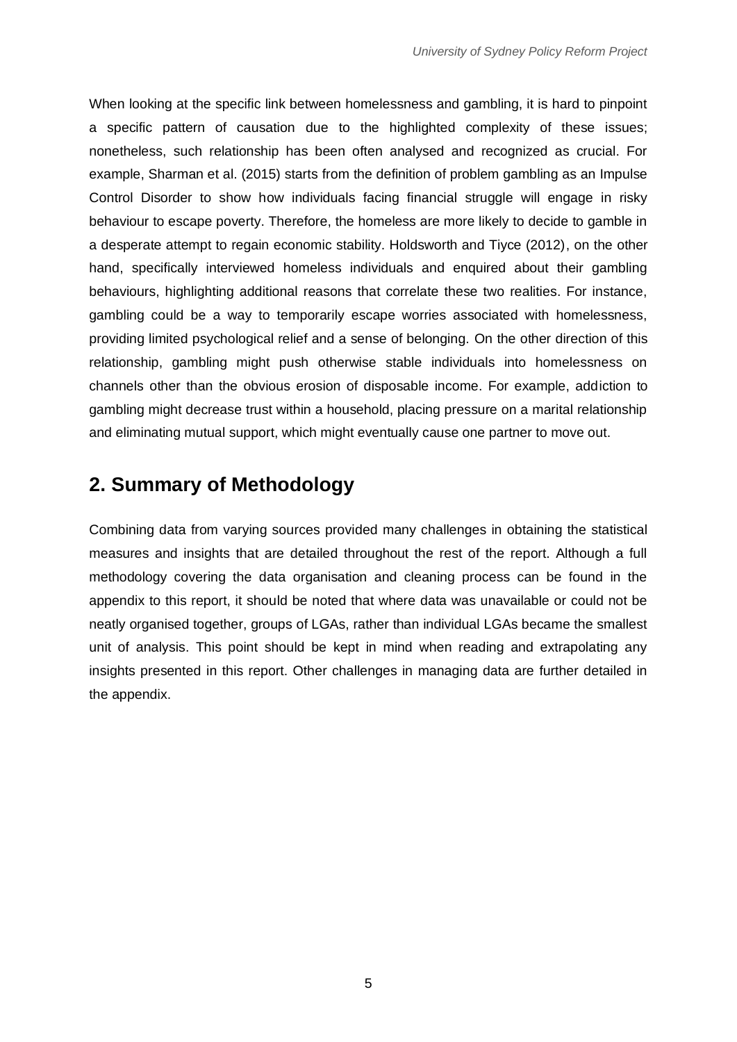When looking at the specific link between homelessness and gambling, it is hard to pinpoint a specific pattern of causation due to the highlighted complexity of these issues; nonetheless, such relationship has been often analysed and recognized as crucial. For example, Sharman et al. (2015) starts from the definition of problem gambling as an Impulse Control Disorder to show how individuals facing financial struggle will engage in risky behaviour to escape poverty. Therefore, the homeless are more likely to decide to gamble in a desperate attempt to regain economic stability. Holdsworth and Tiyce (2012), on the other hand, specifically interviewed homeless individuals and enquired about their gambling behaviours, highlighting additional reasons that correlate these two realities. For instance, gambling could be a way to temporarily escape worries associated with homelessness, providing limited psychological relief and a sense of belonging. On the other direction of this relationship, gambling might push otherwise stable individuals into homelessness on channels other than the obvious erosion of disposable income. For example, addiction to gambling might decrease trust within a household, placing pressure on a marital relationship and eliminating mutual support, which might eventually cause one partner to move out.

## 2. Summary of Methodology

Combining data from varying sources provided many challenges in obtaining the statistical measures and insights that are detailed throughout the rest of the report. Although a full methodology covering the data organisation and cleaning process can be found in the appendix to this report, it should be noted that where data was unavailable or could not be neatly organised together, groups of LGAs, rather than individual LGAs became the smallest unit of analysis. This point should be kept in mind when reading and extrapolating any insights presented in this report. Other challenges in managing data are further detailed in the appendix.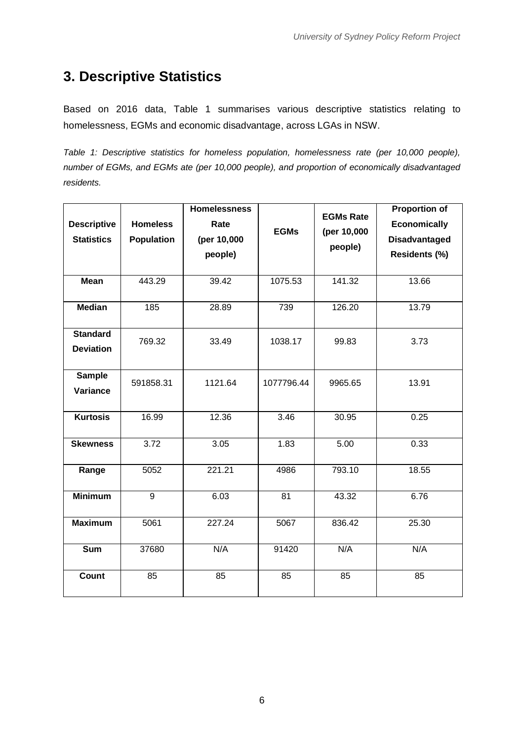# 3. Descriptive Statistics

Based on 2016 data, Table 1 summarises various descriptive statistics relating to homelessness, EGMs and economic disadvantage, across LGAs in NSW.

*Table 1: Descriptive statistics for homeless population, homelessness rate (per 10,000 people), number of EGMs, and EGMs ate (per 10,000 people), and proportion of economically disadvantaged residents.*

| Descriptive Statistics | Homeless Population | Homelessness Rate (per 10,000 people) | EGMs | EGMs Rate (per 10,000 people) | Proportion of Economically Disadvantaged Residents (%) |
|---|---|---|---|---|---|
| **Mean** | 443.29 | 39.42 | 1075.53 | 141.32 | 13.66 |
| **Median** | 185 | 28.89 | 739 | 126.20 | 13.79 |
| **Standard Deviation** | 769.32 | 33.49 | 1038.17 | 99.83 | 3.73 |
| **Sample Variance** | 591858.31 | 1121.64 | 1077796.44 | 9965.65 | 13.91 |
| **Kurtosis** | 16.99 | 12.36 | 3.46 | 30.95 | 0.25 |
| **Skewness** | 3.72 | 3.05 | 1.83 | 5.00 | 0.33 |
| **Range** | 5052 | 221.21 | 4986 | 793.10 | 18.55 |
| **Minimum** | 9 | 6.03 | 81 | 43.32 | 6.76 |
| **Maximum** | 5061 | 227.24 | 5067 | 836.42 | 25.30 |
| **Sum** | 37680 | N/A | 91420 | N/A | N/A |
| **Count** | 85 | 85 | 85 | 85 | 85 |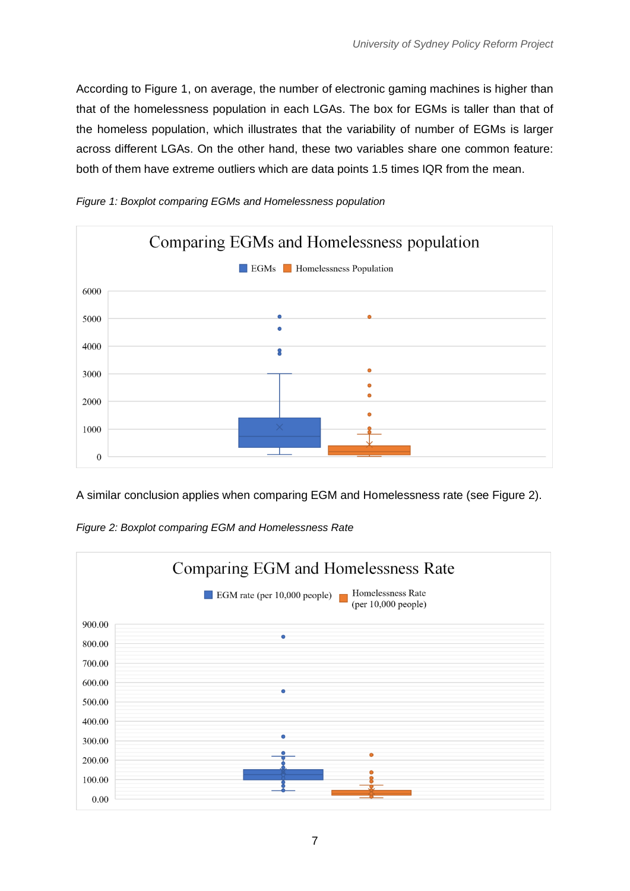According to Figure 1, on average, the number of electronic gaming machines is higher than that of the homelessness population in each LGAs. The box for EGMs is taller than that of the homeless population, which illustrates that the variability of number of EGMs is larger across different LGAs. On the other hand, these two variables share one common feature: both of them have extreme outliers which are data points 1.5 times IQR from the mean.

*Figure 1: Boxplot comparing EGMs and Homelessness population*

A similar conclusion applies when comparing EGM and Homelessness rate (see Figure 2).

*Figure 2: Boxplot comparing EGM and Homelessness Rate*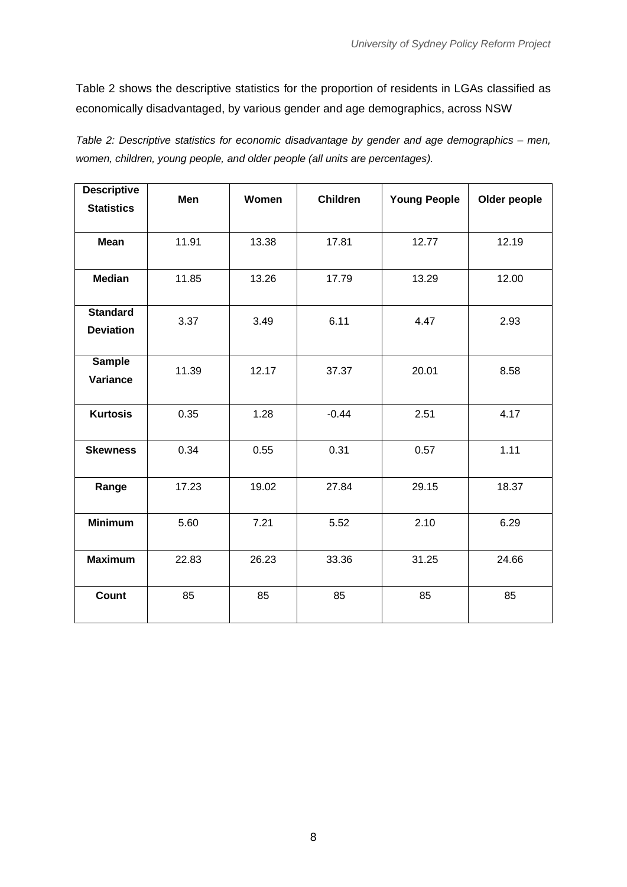Table 2 shows the descriptive statistics for the proportion of residents in LGAs classified as economically disadvantaged, by various gender and age demographics, across NSW

*Table 2: Descriptive statistics for economic disadvantage by gender and age demographics – men, women, children, young people, and older people (all units are percentages).*

| **Descriptive Statistics** | **Men** | **Women** | **Children** | **Young People** | **Older people** |
|---|---|---|---|---|---|
| **Mean** | 11.91 | 13.38 | 17.81 | 12.77 | 12.19 |
| **Median** | 11.85 | 13.26 | 17.79 | 13.29 | 12.00 |
| **Standard Deviation** | 3.37 | 3.49 | 6.11 | 4.47 | 2.93 |
| **Sample Variance** | 11.39 | 12.17 | 37.37 | 20.01 | 8.58 |
| **Kurtosis** | 0.35 | 1.28 | -0.44 | 2.51 | 4.17 |
| **Skewness** | 0.34 | 0.55 | 0.31 | 0.57 | 1.11 |
| **Range** | 17.23 | 19.02 | 27.84 | 29.15 | 18.37 |
| **Minimum** | 5.60 | 7.21 | 5.52 | 2.10 | 6.29 |
| **Maximum** | 22.83 | 26.23 | 33.36 | 31.25 | 24.66 |
| **Count** | 85 | 85 | 85 | 85 | 85 |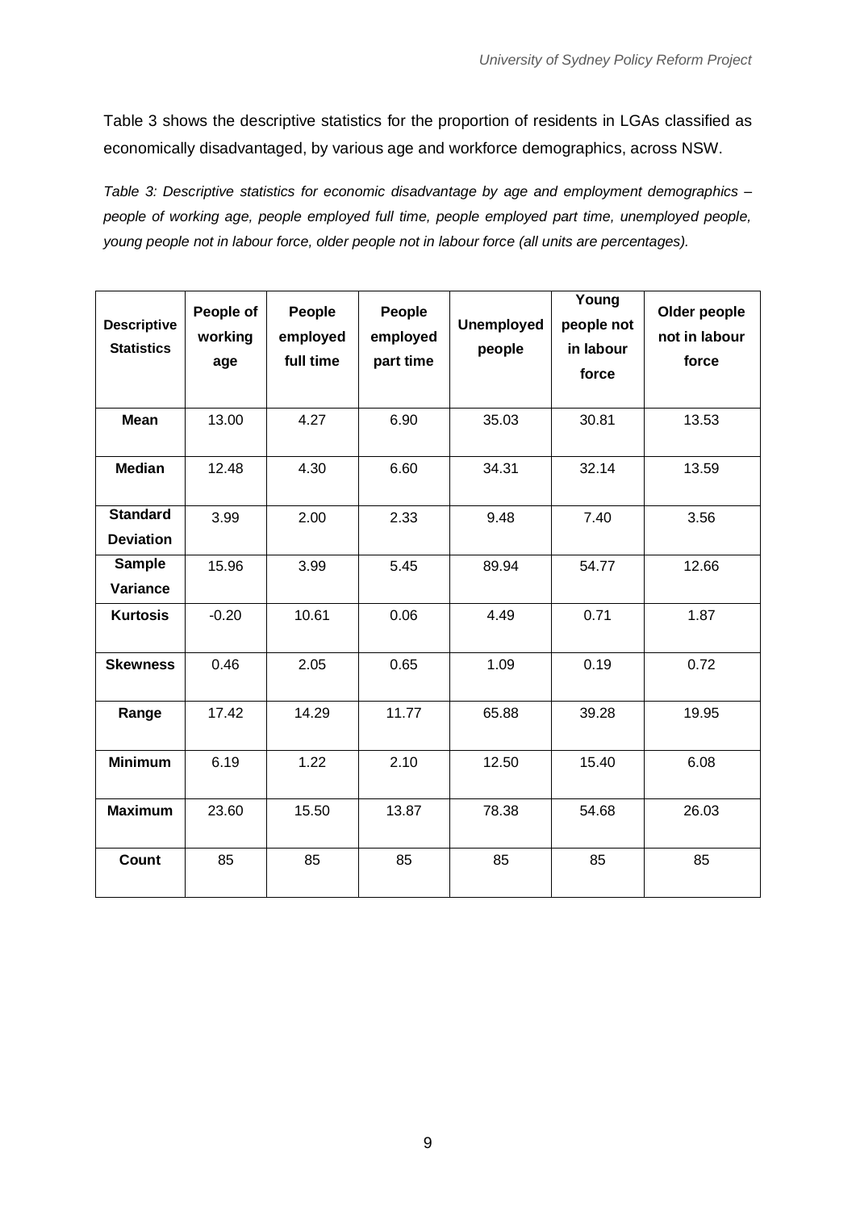Table 3 shows the descriptive statistics for the proportion of residents in LGAs classified as economically disadvantaged, by various age and workforce demographics, across NSW.

*Table 3: Descriptive statistics for economic disadvantage by age and employment demographics – people of working age, people employed full time, people employed part time, unemployed people, young people not in labour force, older people not in labour force (all units are percentages).*

| Descriptive Statistics | People of working age | People employed full time | People employed part time | Unemployed people | Young people not in labour force | Older people not in labour force |
|---|---|---|---|---|---|---|
| **Mean** | 13.00 | 4.27 | 6.90 | 35.03 | 30.81 | 13.53 |
| **Median** | 12.48 | 4.30 | 6.60 | 34.31 | 32.14 | 13.59 |
| **Standard Deviation** | 3.99 | 2.00 | 2.33 | 9.48 | 7.40 | 3.56 |
| **Sample Variance** | 15.96 | 3.99 | 5.45 | 89.94 | 54.77 | 12.66 |
| **Kurtosis** | -0.20 | 10.61 | 0.06 | 4.49 | 0.71 | 1.87 |
| **Skewness** | 0.46 | 2.05 | 0.65 | 1.09 | 0.19 | 0.72 |
| **Range** | 17.42 | 14.29 | 11.77 | 65.88 | 39.28 | 19.95 |
| **Minimum** | 6.19 | 1.22 | 2.10 | 12.50 | 15.40 | 6.08 |
| **Maximum** | 23.60 | 15.50 | 13.87 | 78.38 | 54.68 | 26.03 |
| **Count** | 85 | 85 | 85 | 85 | 85 | 85 |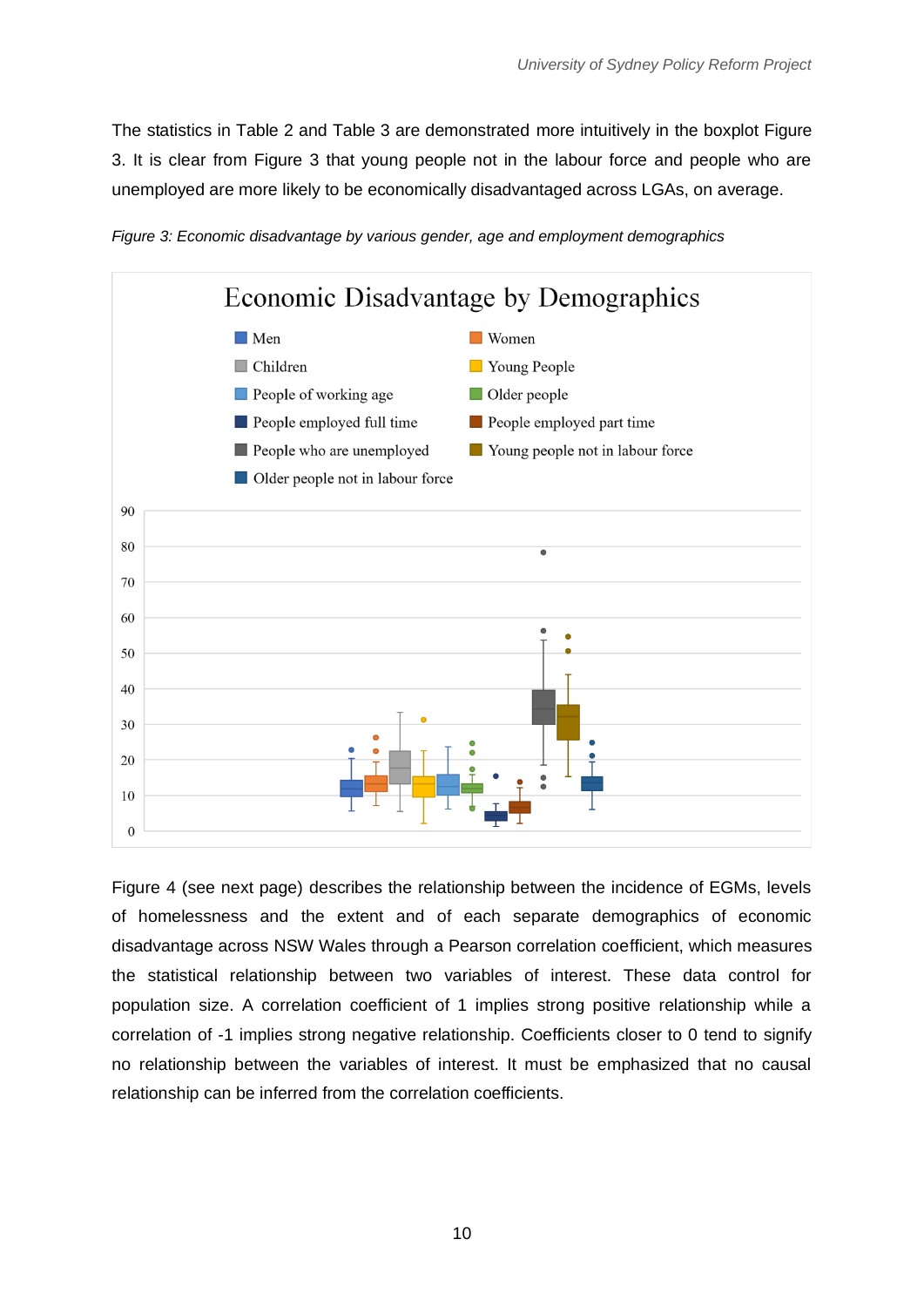The statistics in Table 2 and Table 3 are demonstrated more intuitively in the boxplot Figure 3. It is clear from Figure 3 that young people not in the labour force and people who are unemployed are more likely to be economically disadvantaged across LGAs, on average.

*Figure 3: Economic disadvantage by various gender, age and employment demographics*

Figure 4 (see next page) describes the relationship between the incidence of EGMs, levels of homelessness and the extent and of each separate demographics of economic disadvantage across NSW Wales through a Pearson correlation coefficient, which measures the statistical relationship between two variables of interest. These data control for population size. A correlation coefficient of 1 implies strong positive relationship while a correlation of -1 implies strong negative relationship. Coefficients closer to 0 tend to signify no relationship between the variables of interest. It must be emphasized that no causal relationship can be inferred from the correlation coefficients.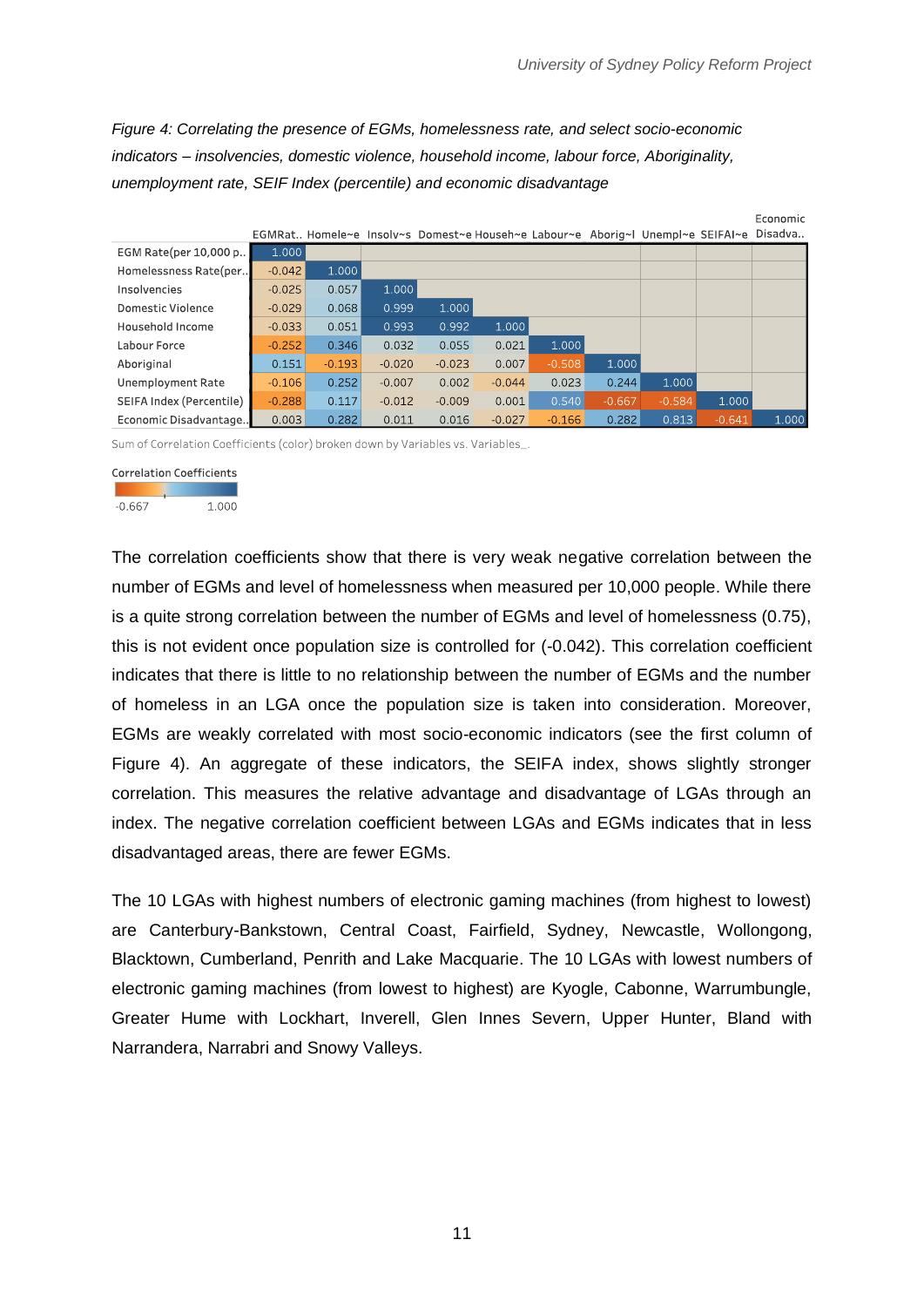*Figure 4: Correlating the presence of EGMs, homelessness rate, and select socio-economic indicators – insolvencies, domestic violence, household income, labour force, Aboriginality, unemployment rate, SEIF Index (percentile) and economic disadvantage*

| | EGMRat.. | Homele~e | Insolv~s | Domest~e | Househ~e | Labour~e | Aborig~l | Unempl~e | SEIFAI~e | Economic Disadva.. |
|---|---|---|---|---|---|---|---|---|---|---|
| EGM Rate(per 10,000 p.. | 1.000 | | | | | | | | | |
| Homelessness Rate(per.. | -0.042 | 1.000 | | | | | | | | |
| Insolvencies | -0.025 | 0.057 | 1.000 | | | | | | | |
| Domestic Violence | -0.029 | 0.068 | 0.999 | 1.000 | | | | | | |
| Household Income | -0.033 | 0.051 | 0.993 | 0.992 | 1.000 | | | | | |
| Labour Force | -0.252 | 0.346 | 0.032 | 0.055 | 0.021 | 1.000 | | | | |
| Aboriginal | 0.151 | -0.193 | -0.020 | -0.023 | 0.007 | -0.508 | 1.000 | | | |
| Unemployment Rate | -0.106 | 0.252 | -0.007 | 0.002 | -0.044 | 0.023 | 0.244 | 1.000 | | |
| SEIFA Index (Percentile) | -0.288 | 0.117 | -0.012 | -0.009 | 0.001 | 0.540 | -0.667 | -0.584 | 1.000 | |
| Economic Disadvantage.. | 0.003 | 0.282 | 0.011 | 0.016 | -0.027 | -0.166 | 0.282 | 0.813 | -0.641 | 1.000 |

Sum of Correlation Coefficients (color) broken down by Variables vs. Variables_.

Correlation Coefficients

-0.667 1.000

The correlation coefficients show that there is very weak negative correlation between the number of EGMs and level of homelessness when measured per 10,000 people. While there is a quite strong correlation between the number of EGMs and level of homelessness (0.75), this is not evident once population size is controlled for (-0.042). This correlation coefficient indicates that there is little to no relationship between the number of EGMs and the number of homeless in an LGA once the population size is taken into consideration. Moreover, EGMs are weakly correlated with most socio-economic indicators (see the first column of Figure 4). An aggregate of these indicators, the SEIFA index, shows slightly stronger correlation. This measures the relative advantage and disadvantage of LGAs through an index. The negative correlation coefficient between LGAs and EGMs indicates that in less disadvantaged areas, there are fewer EGMs.

The 10 LGAs with highest numbers of electronic gaming machines (from highest to lowest) are Canterbury-Bankstown, Central Coast, Fairfield, Sydney, Newcastle, Wollongong, Blacktown, Cumberland, Penrith and Lake Macquarie. The 10 LGAs with lowest numbers of electronic gaming machines (from lowest to highest) are Kyogle, Cabonne, Warrumbungle, Greater Hume with Lockhart, Inverell, Glen Innes Severn, Upper Hunter, Bland with Narrandera, Narrabri and Snowy Valleys.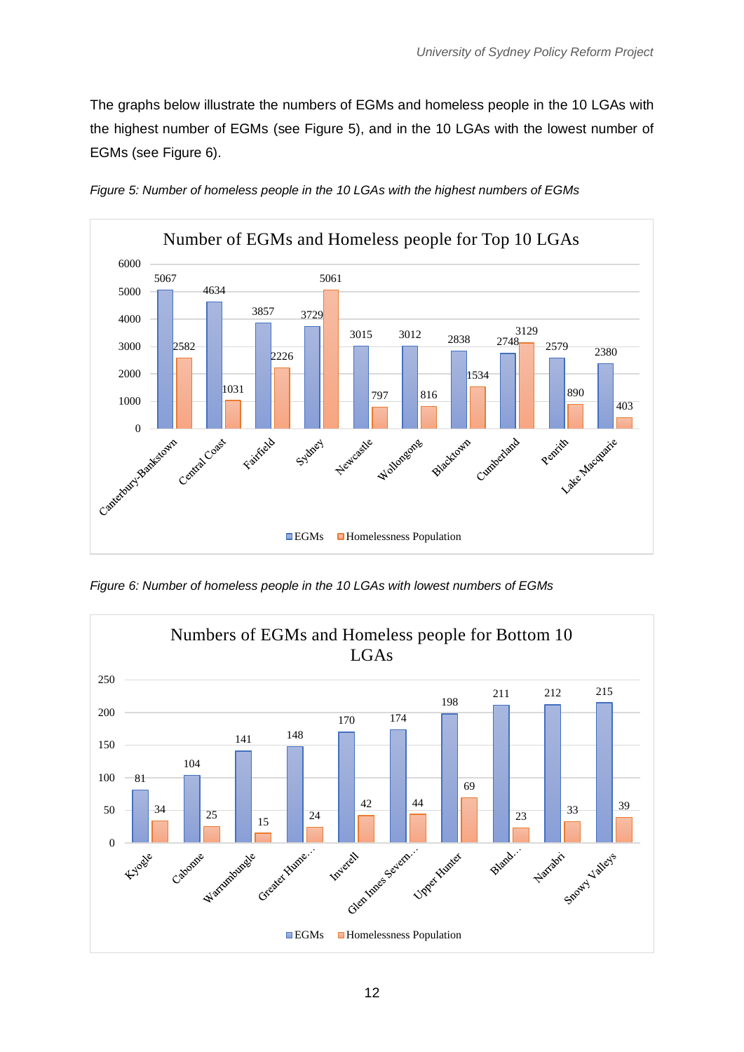The graphs below illustrate the numbers of EGMs and homeless people in the 10 LGAs with the highest number of EGMs (see Figure 5), and in the 10 LGAs with the lowest number of EGMs (see Figure 6).

*Figure 5: Number of homeless people in the 10 LGAs with the highest numbers of EGMs*

**Number of EGMs and Homeless people for Top 10 LGAs**

| LGA | EGMs | Homelessness Population |
|---|---|---|
| Canterbury-Bankstown | 5067 | 2582 |
| Central Coast | 4634 | 1031 |
| Fairfield | 3857 | 2226 |
| Sydney | 3729 | 5061 |
| Newcastle | 3015 | 797 |
| Wollongong | 3012 | 816 |
| Blacktown | 2838 | 1534 |
| Cumberland | 2748 | 3129 |
| Penrith | 2579 | 890 |
| Lake Macquarie | 2380 | 403 |

*Figure 6: Number of homeless people in the 10 LGAs with lowest numbers of EGMs*

**Numbers of EGMs and Homeless people for Bottom 10 LGAs**

| LGA | EGMs | Homelessness Population |
|---|---|---|
| Kyogle | 81 | 34 |
| Cabonne | 104 | 25 |
| Warrumbungle | 141 | 15 |
| Greater Hume… | 148 | 24 |
| Inverell | 170 | 42 |
| Glen Innes Severn… | 174 | 44 |
| Upper Hunter | 198 | 69 |
| Bland… | 211 | 23 |
| Narrabri | 212 | 33 |
| Snowy Valleys | 215 | 39 |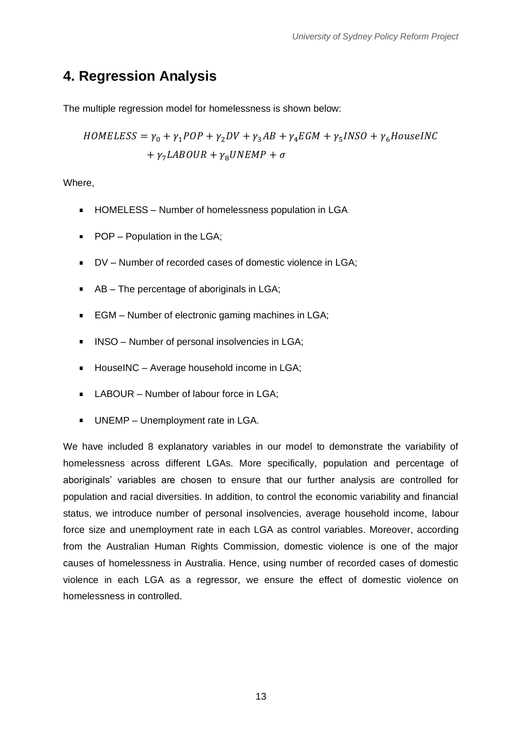## 4. Regression Analysis

The multiple regression model for homelessness is shown below:

$$HOMELESS = \gamma_0 + \gamma_1 POP + \gamma_2 DV + \gamma_3 AB + \gamma_4 EGM + \gamma_5 INSO + \gamma_6 HouseINC + \gamma_7 LABOUR + \gamma_8 UNEMP + \sigma$$

Where,

- HOMELESS – Number of homelessness population in LGA
- POP – Population in the LGA;
- DV – Number of recorded cases of domestic violence in LGA;
- AB – The percentage of aboriginals in LGA;
- EGM – Number of electronic gaming machines in LGA;
- INSO – Number of personal insolvencies in LGA;
- HouseINC – Average household income in LGA;
- LABOUR – Number of labour force in LGA;
- UNEMP – Unemployment rate in LGA.

We have included 8 explanatory variables in our model to demonstrate the variability of homelessness across different LGAs. More specifically, population and percentage of aboriginals' variables are chosen to ensure that our further analysis are controlled for population and racial diversities. In addition, to control the economic variability and financial status, we introduce number of personal insolvencies, average household income, labour force size and unemployment rate in each LGA as control variables. Moreover, according from the Australian Human Rights Commission, domestic violence is one of the major causes of homelessness in Australia. Hence, using number of recorded cases of domestic violence in each LGA as a regressor, we ensure the effect of domestic violence on homelessness in controlled.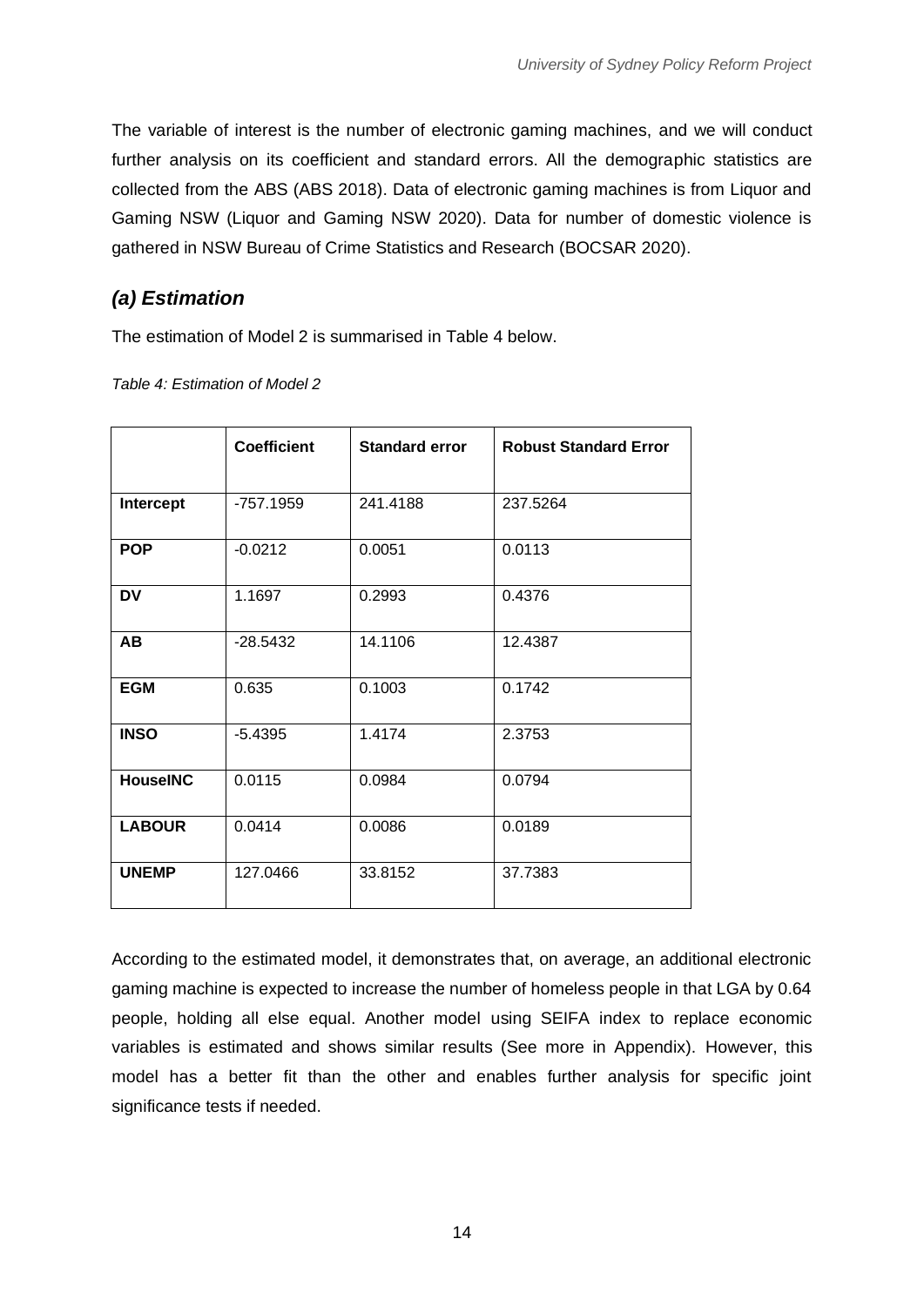The variable of interest is the number of electronic gaming machines, and we will conduct further analysis on its coefficient and standard errors. All the demographic statistics are collected from the ABS (ABS 2018). Data of electronic gaming machines is from Liquor and Gaming NSW (Liquor and Gaming NSW 2020). Data for number of domestic violence is gathered in NSW Bureau of Crime Statistics and Research (BOCSAR 2020).

### *(a) Estimation*

The estimation of Model 2 is summarised in Table 4 below.

*Table 4: Estimation of Model 2*

| | **Coefficient** | **Standard error** | **Robust Standard Error** |
|---|---|---|---|
| **Intercept** | -757.1959 | 241.4188 | 237.5264 |
| **POP** | -0.0212 | 0.0051 | 0.0113 |
| **DV** | 1.1697 | 0.2993 | 0.4376 |
| **AB** | -28.5432 | 14.1106 | 12.4387 |
| **EGM** | 0.635 | 0.1003 | 0.1742 |
| **INSO** | -5.4395 | 1.4174 | 2.3753 |
| **HouseINC** | 0.0115 | 0.0984 | 0.0794 |
| **LABOUR** | 0.0414 | 0.0086 | 0.0189 |
| **UNEMP** | 127.0466 | 33.8152 | 37.7383 |

According to the estimated model, it demonstrates that, on average, an additional electronic gaming machine is expected to increase the number of homeless people in that LGA by 0.64 people, holding all else equal. Another model using SEIFA index to replace economic variables is estimated and shows similar results (See more in Appendix). However, this model has a better fit than the other and enables further analysis for specific joint significance tests if needed.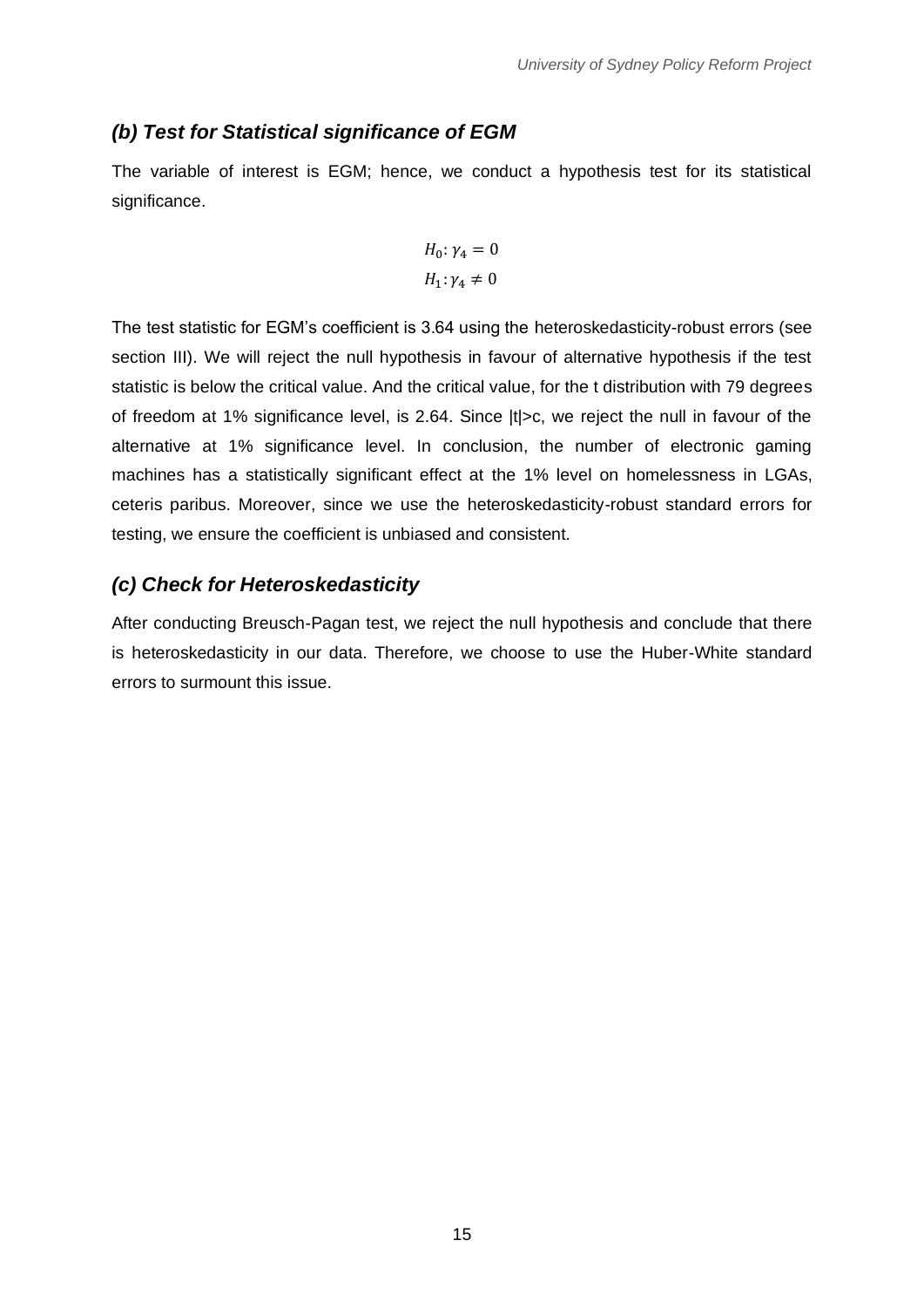### *(b) Test for Statistical significance of EGM*

The variable of interest is EGM; hence, we conduct a hypothesis test for its statistical significance.

$$H_0: \gamma_4 = 0$$
$$H_1: \gamma_4 \neq 0$$

The test statistic for EGM's coefficient is 3.64 using the heteroskedasticity-robust errors (see section III). We will reject the null hypothesis in favour of alternative hypothesis if the test statistic is below the critical value. And the critical value, for the t distribution with 79 degrees of freedom at 1% significance level, is 2.64. Since |t|>c, we reject the null in favour of the alternative at 1% significance level. In conclusion, the number of electronic gaming machines has a statistically significant effect at the 1% level on homelessness in LGAs, ceteris paribus. Moreover, since we use the heteroskedasticity-robust standard errors for testing, we ensure the coefficient is unbiased and consistent.

### *(c) Check for Heteroskedasticity*

After conducting Breusch-Pagan test, we reject the null hypothesis and conclude that there is heteroskedasticity in our data. Therefore, we choose to use the Huber-White standard errors to surmount this issue.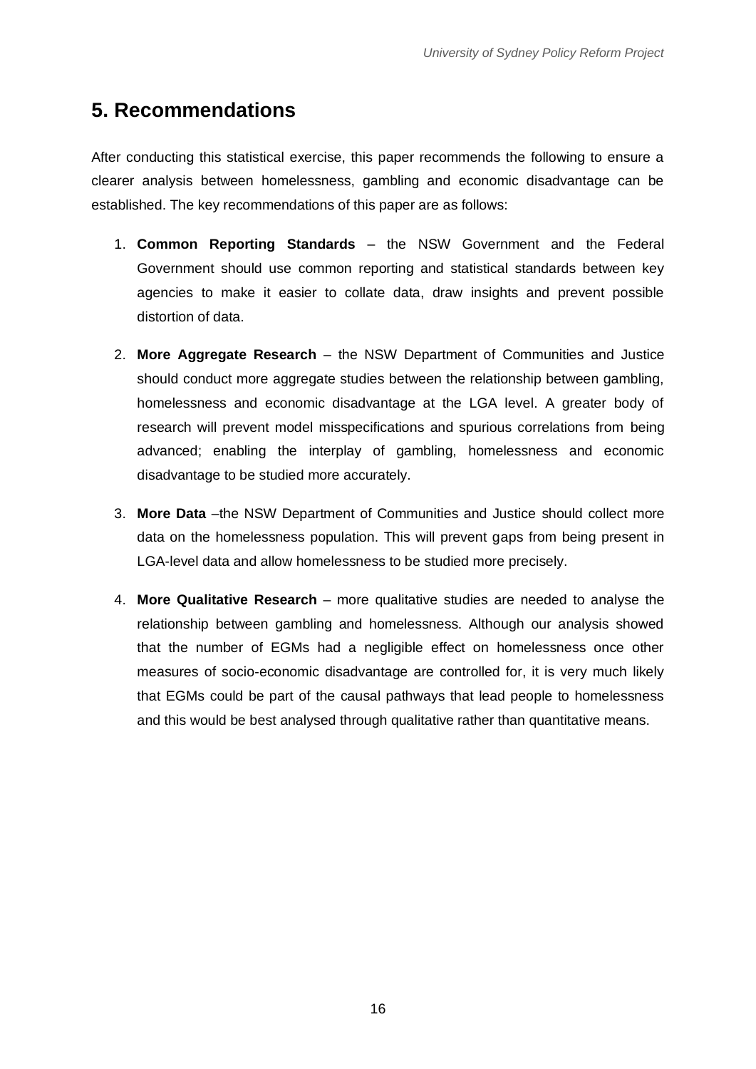## 5. Recommendations

After conducting this statistical exercise, this paper recommends the following to ensure a clearer analysis between homelessness, gambling and economic disadvantage can be established. The key recommendations of this paper are as follows:

1. **Common Reporting Standards** – the NSW Government and the Federal Government should use common reporting and statistical standards between key agencies to make it easier to collate data, draw insights and prevent possible distortion of data.

2. **More Aggregate Research** – the NSW Department of Communities and Justice should conduct more aggregate studies between the relationship between gambling, homelessness and economic disadvantage at the LGA level. A greater body of research will prevent model misspecifications and spurious correlations from being advanced; enabling the interplay of gambling, homelessness and economic disadvantage to be studied more accurately.

3. **More Data** –the NSW Department of Communities and Justice should collect more data on the homelessness population. This will prevent gaps from being present in LGA-level data and allow homelessness to be studied more precisely.

4. **More Qualitative Research** – more qualitative studies are needed to analyse the relationship between gambling and homelessness. Although our analysis showed that the number of EGMs had a negligible effect on homelessness once other measures of socio-economic disadvantage are controlled for, it is very much likely that EGMs could be part of the causal pathways that lead people to homelessness and this would be best analysed through qualitative rather than quantitative means.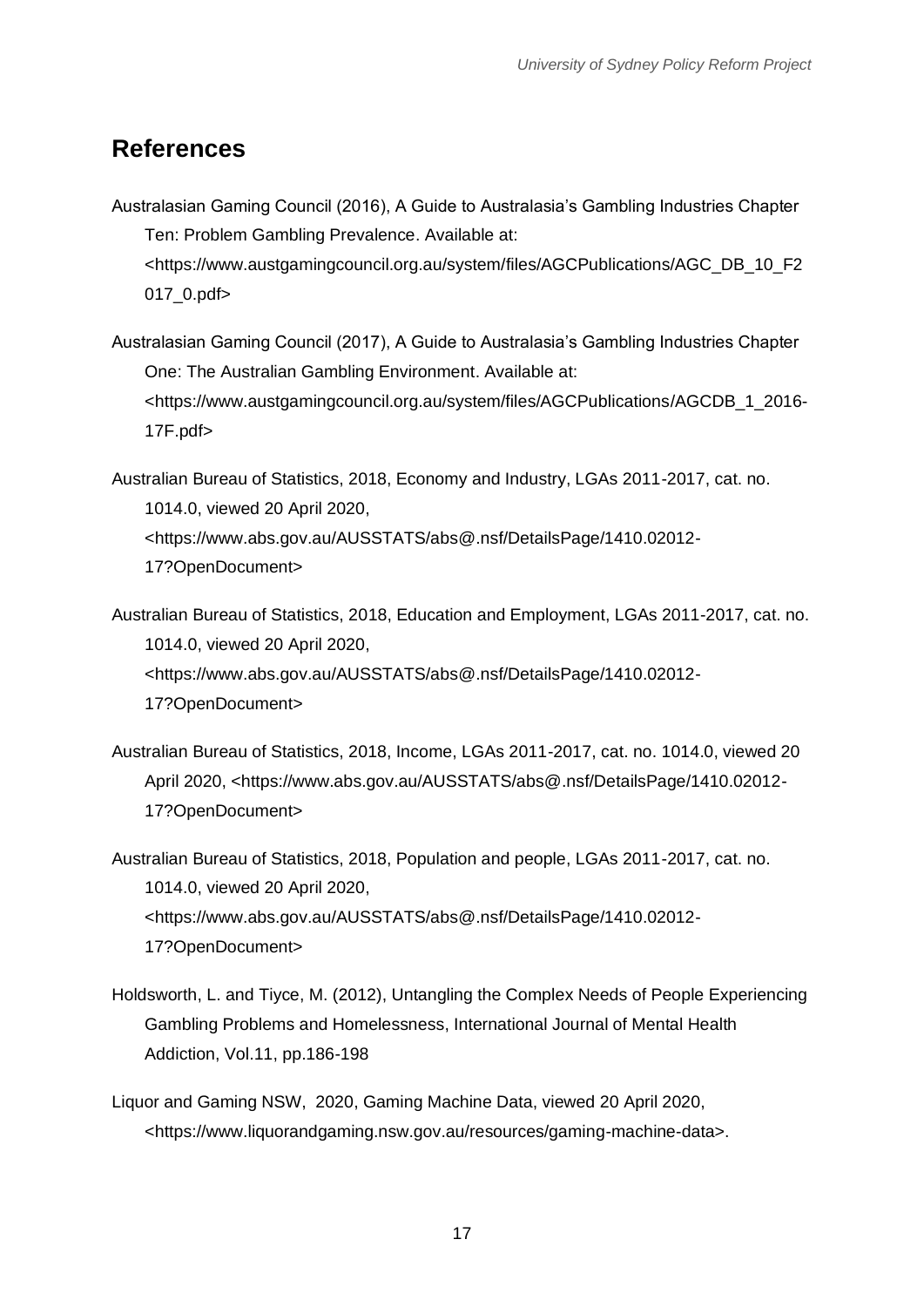# References

Australasian Gaming Council (2016), A Guide to Australasia's Gambling Industries Chapter Ten: Problem Gambling Prevalence. Available at: <https://www.austgamingcouncil.org.au/system/files/AGCPublications/AGC_DB_10_F2017_0.pdf>

Australasian Gaming Council (2017), A Guide to Australasia's Gambling Industries Chapter One: The Australian Gambling Environment. Available at: <https://www.austgamingcouncil.org.au/system/files/AGCPublications/AGCDB_1_2016-17F.pdf>

Australian Bureau of Statistics, 2018, Economy and Industry, LGAs 2011-2017, cat. no. 1014.0, viewed 20 April 2020, <https://www.abs.gov.au/AUSSTATS/abs@.nsf/DetailsPage/1410.02012-17?OpenDocument>

Australian Bureau of Statistics, 2018, Education and Employment, LGAs 2011-2017, cat. no. 1014.0, viewed 20 April 2020, <https://www.abs.gov.au/AUSSTATS/abs@.nsf/DetailsPage/1410.02012-17?OpenDocument>

Australian Bureau of Statistics, 2018, Income, LGAs 2011-2017, cat. no. 1014.0, viewed 20 April 2020, <https://www.abs.gov.au/AUSSTATS/abs@.nsf/DetailsPage/1410.02012-17?OpenDocument>

Australian Bureau of Statistics, 2018, Population and people, LGAs 2011-2017, cat. no. 1014.0, viewed 20 April 2020, <https://www.abs.gov.au/AUSSTATS/abs@.nsf/DetailsPage/1410.02012-17?OpenDocument>

Holdsworth, L. and Tiyce, M. (2012), Untangling the Complex Needs of People Experiencing Gambling Problems and Homelessness, International Journal of Mental Health Addiction, Vol.11, pp.186-198

Liquor and Gaming NSW, 2020, Gaming Machine Data, viewed 20 April 2020, <https://www.liquorandgaming.nsw.gov.au/resources/gaming-machine-data>.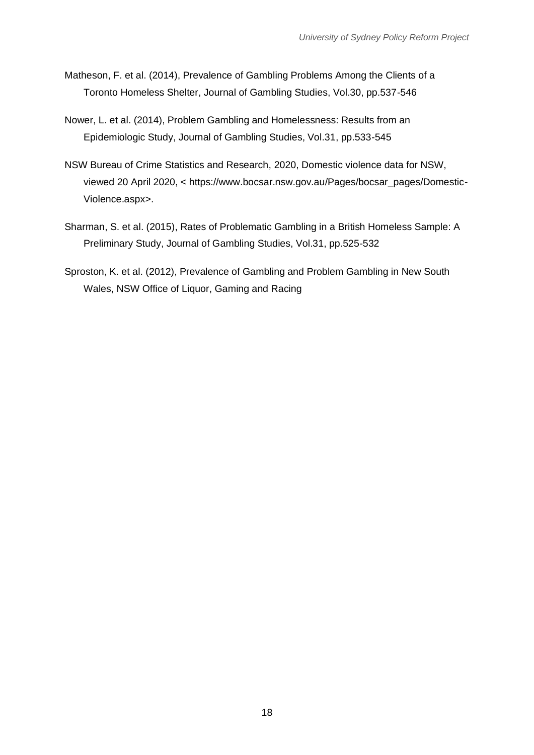Matheson, F. et al. (2014), Prevalence of Gambling Problems Among the Clients of a Toronto Homeless Shelter, Journal of Gambling Studies, Vol.30, pp.537-546

Nower, L. et al. (2014), Problem Gambling and Homelessness: Results from an Epidemiologic Study, Journal of Gambling Studies, Vol.31, pp.533-545

NSW Bureau of Crime Statistics and Research, 2020, Domestic violence data for NSW, viewed 20 April 2020, < https://www.bocsar.nsw.gov.au/Pages/bocsar_pages/Domestic-Violence.aspx>.

Sharman, S. et al. (2015), Rates of Problematic Gambling in a British Homeless Sample: A Preliminary Study, Journal of Gambling Studies, Vol.31, pp.525-532

Sproston, K. et al. (2012), Prevalence of Gambling and Problem Gambling in New South Wales, NSW Office of Liquor, Gaming and Racing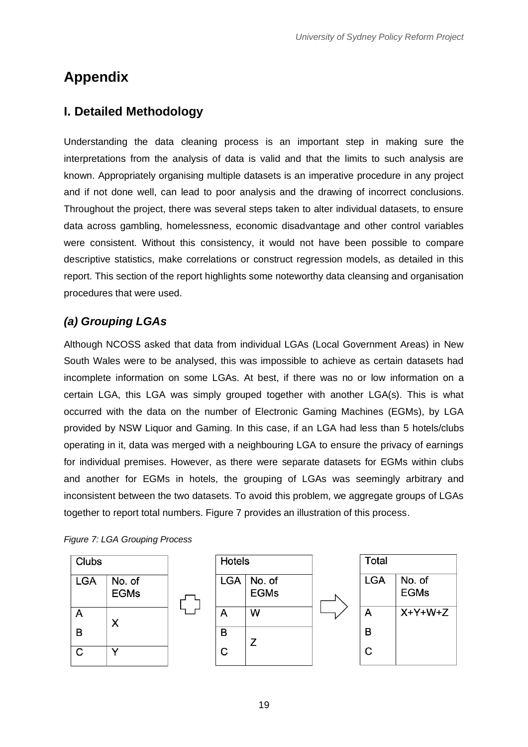# Appendix

## I. Detailed Methodology

Understanding the data cleaning process is an important step in making sure the interpretations from the analysis of data is valid and that the limits to such analysis are known. Appropriately organising multiple datasets is an imperative procedure in any project and if not done well, can lead to poor analysis and the drawing of incorrect conclusions. Throughout the project, there was several steps taken to alter individual datasets, to ensure data across gambling, homelessness, economic disadvantage and other control variables were consistent. Without this consistency, it would not have been possible to compare descriptive statistics, make correlations or construct regression models, as detailed in this report. This section of the report highlights some noteworthy data cleansing and organisation procedures that were used.

### *(a) Grouping LGAs*

Although NCOSS asked that data from individual LGAs (Local Government Areas) in New South Wales were to be analysed, this was impossible to achieve as certain datasets had incomplete information on some LGAs. At best, if there was no or low information on a certain LGA, this LGA was simply grouped together with another LGA(s). This is what occurred with the data on the number of Electronic Gaming Machines (EGMs), by LGA provided by NSW Liquor and Gaming. In this case, if an LGA had less than 5 hotels/clubs operating in it, data was merged with a neighbouring LGA to ensure the privacy of earnings for individual premises. However, as there were separate datasets for EGMs within clubs and another for EGMs in hotels, the grouping of LGAs was seemingly arbitrary and inconsistent between the two datasets. To avoid this problem, we aggregate groups of LGAs together to report total numbers. Figure 7 provides an illustration of this process.

*Figure 7: LGA Grouping Process*

**Clubs**

| LGA | No. of EGMs |
|---|---|
| A, B | X |
| C | Y |

+

**Hotels**

| LGA | No. of EGMs |
|---|---|
| A | W |
| B, C | Z |

⇒

**Total**

| LGA | No. of EGMs |
|---|---|
| A, B, C | X+Y+W+Z |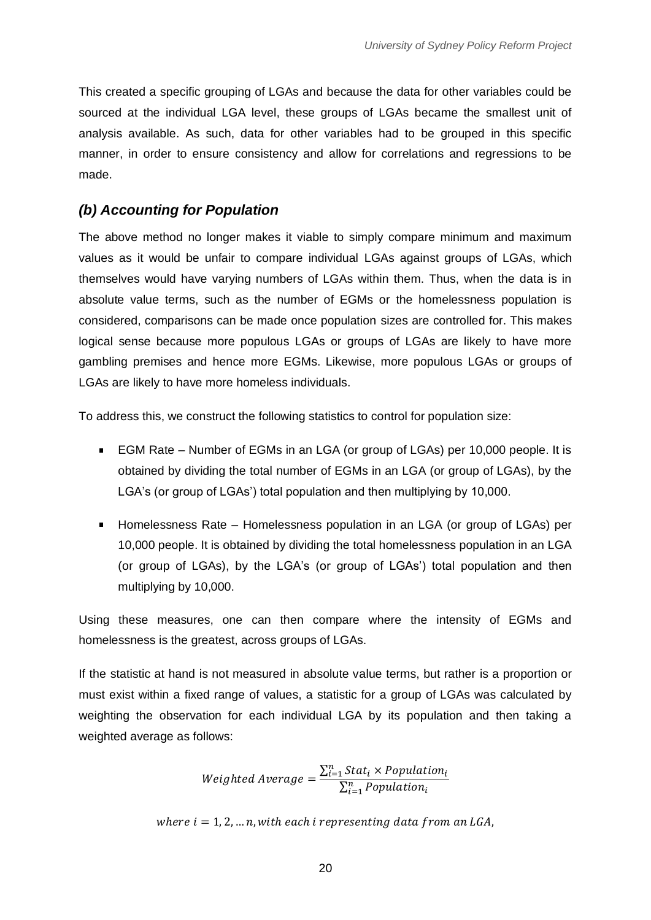This created a specific grouping of LGAs and because the data for other variables could be sourced at the individual LGA level, these groups of LGAs became the smallest unit of analysis available. As such, data for other variables had to be grouped in this specific manner, in order to ensure consistency and allow for correlations and regressions to be made.

## *(b) Accounting for Population*

The above method no longer makes it viable to simply compare minimum and maximum values as it would be unfair to compare individual LGAs against groups of LGAs, which themselves would have varying numbers of LGAs within them. Thus, when the data is in absolute value terms, such as the number of EGMs or the homelessness population is considered, comparisons can be made once population sizes are controlled for. This makes logical sense because more populous LGAs or groups of LGAs are likely to have more gambling premises and hence more EGMs. Likewise, more populous LGAs or groups of LGAs are likely to have more homeless individuals.

To address this, we construct the following statistics to control for population size:

- EGM Rate – Number of EGMs in an LGA (or group of LGAs) per 10,000 people. It is obtained by dividing the total number of EGMs in an LGA (or group of LGAs), by the LGA's (or group of LGAs') total population and then multiplying by 10,000.
- Homelessness Rate – Homelessness population in an LGA (or group of LGAs) per 10,000 people. It is obtained by dividing the total homelessness population in an LGA (or group of LGAs), by the LGA's (or group of LGAs') total population and then multiplying by 10,000.

Using these measures, one can then compare where the intensity of EGMs and homelessness is the greatest, across groups of LGAs.

If the statistic at hand is not measured in absolute value terms, but rather is a proportion or must exist within a fixed range of values, a statistic for a group of LGAs was calculated by weighting the observation for each individual LGA by its population and then taking a weighted average as follows:

$$Weighted\ Average = \frac{\sum_{i=1}^{n} Stat_i \times Population_i}{\sum_{i=1}^{n} Population_i}$$

$$where\ i = 1, 2, \ldots n, with\ each\ i\ representing\ data\ from\ an\ LGA,$$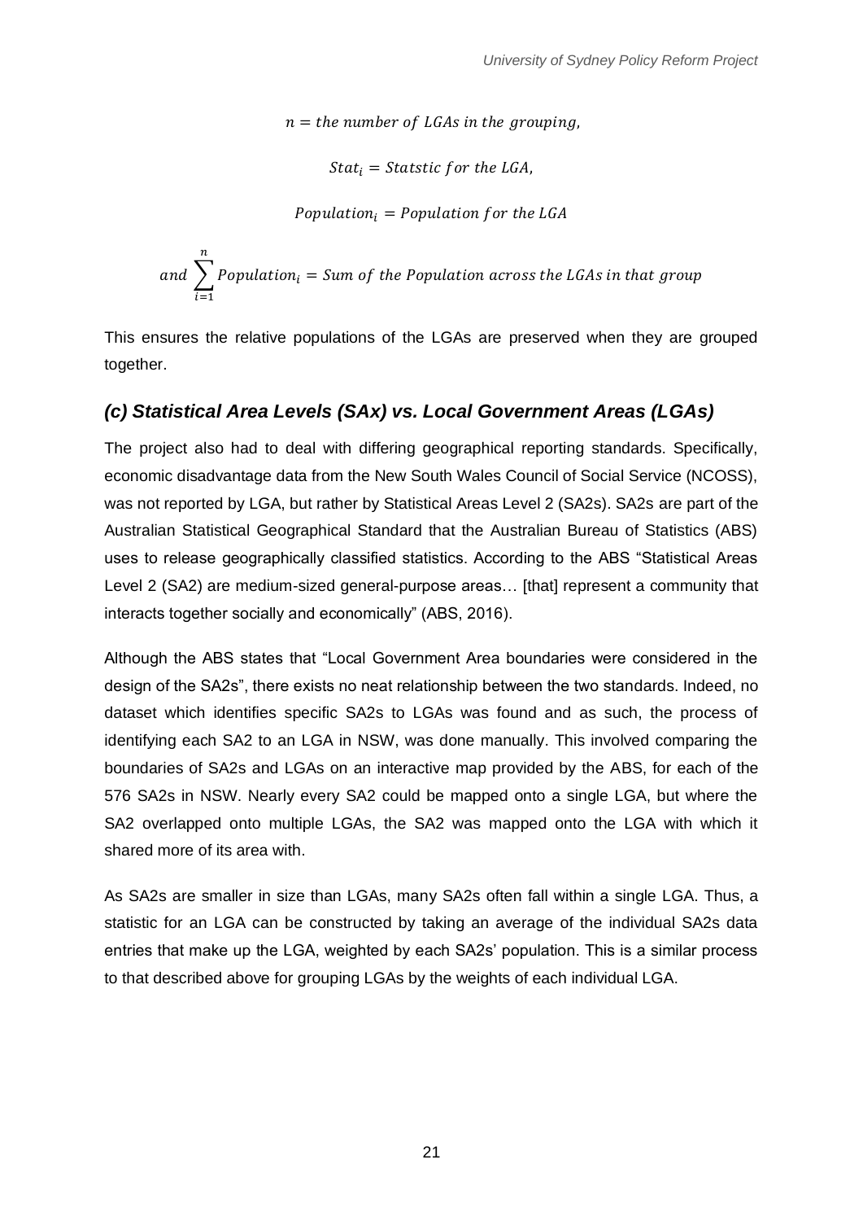$$n = the\ number\ of\ LGAs\ in\ the\ grouping,$$

$$Stat_i = Statstic\ for\ the\ LGA,$$

$$Population_i = Population\ for\ the\ LGA$$

$$and\ \sum_{i=1}^{n} Population_i = Sum\ of\ the\ Population\ across\ the\ LGAs\ in\ that\ group$$

This ensures the relative populations of the LGAs are preserved when they are grouped together.

### *(c) Statistical Area Levels (SAx) vs. Local Government Areas (LGAs)*

The project also had to deal with differing geographical reporting standards. Specifically, economic disadvantage data from the New South Wales Council of Social Service (NCOSS), was not reported by LGA, but rather by Statistical Areas Level 2 (SA2s). SA2s are part of the Australian Statistical Geographical Standard that the Australian Bureau of Statistics (ABS) uses to release geographically classified statistics. According to the ABS "Statistical Areas Level 2 (SA2) are medium-sized general-purpose areas… [that] represent a community that interacts together socially and economically" (ABS, 2016).

Although the ABS states that "Local Government Area boundaries were considered in the design of the SA2s", there exists no neat relationship between the two standards. Indeed, no dataset which identifies specific SA2s to LGAs was found and as such, the process of identifying each SA2 to an LGA in NSW, was done manually. This involved comparing the boundaries of SA2s and LGAs on an interactive map provided by the ABS, for each of the 576 SA2s in NSW. Nearly every SA2 could be mapped onto a single LGA, but where the SA2 overlapped onto multiple LGAs, the SA2 was mapped onto the LGA with which it shared more of its area with.

As SA2s are smaller in size than LGAs, many SA2s often fall within a single LGA. Thus, a statistic for an LGA can be constructed by taking an average of the individual SA2s data entries that make up the LGA, weighted by each SA2s' population. This is a similar process to that described above for grouping LGAs by the weights of each individual LGA.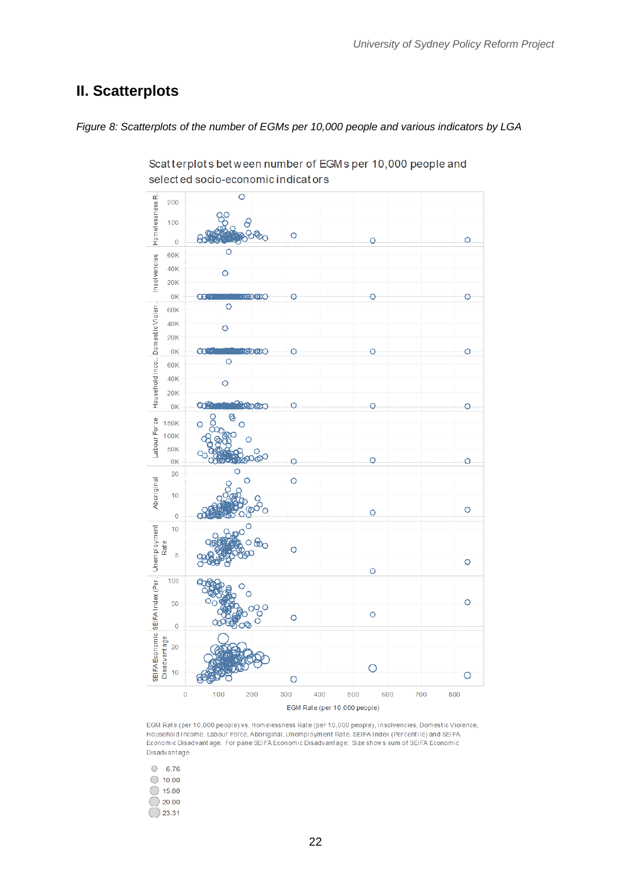## II. Scatterplots

*Figure 8: Scatterplots of the number of EGMs per 10,000 people and various indicators by LGA*

Scatterplots between number of EGMs per 10,000 people and selected socio-economic indicators

EGM Rate (per 10,000 people)

EGM Rate (per 10,000 people) vs. Homelessness Rate (per 10,000 people), Insolvencies, Domestic Violence, Household Income, Labour Force, Aboriginal, Unemployment Rate, SEIFA Index (Percentile) and SEIFA Economic Disadvantage. For pane SEIFA Economic Disadvantage: Size shows sum of SEIFA Economic Disadvantage.

- 6.76
- 10.00
- 15.00
- 20.00
- 23.31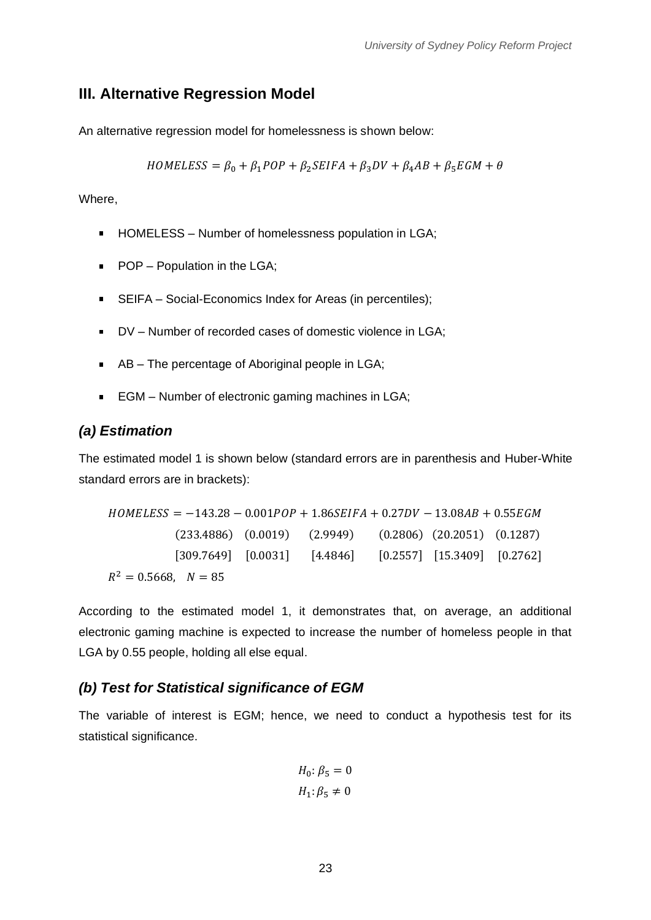## III. Alternative Regression Model

An alternative regression model for homelessness is shown below:

$$HOMELESS = \beta_0 + \beta_1 POP + \beta_2 SEIFA + \beta_3 DV + \beta_4 AB + \beta_5 EGM + \theta$$

Where,

- HOMELESS – Number of homelessness population in LGA;
- POP – Population in the LGA;
- SEIFA – Social-Economics Index for Areas (in percentiles);
- DV – Number of recorded cases of domestic violence in LGA;
- AB – The percentage of Aboriginal people in LGA;
- EGM – Number of electronic gaming machines in LGA;

### *(a) Estimation*

The estimated model 1 is shown below (standard errors are in parenthesis and Huber-White standard errors are in brackets):

$$
\begin{array}{llllll}
HOMELESS = -143.28 & -\ 0.001POP & +\ 1.86SEIFA & +\ 0.27DV & -\ 13.08AB & +\ 0.55EGM \\
(233.4886) & (0.0019) & (2.9949) & (0.2806) & (20.2051) & (0.1287) \\
[309.7649] & [0.0031] & [4.4846] & [0.2557] & [15.3409] & [0.2762]
\end{array}
$$

$R^2 = 0.5668, \quad N = 85$

According to the estimated model 1, it demonstrates that, on average, an additional electronic gaming machine is expected to increase the number of homeless people in that LGA by 0.55 people, holding all else equal.

### *(b) Test for Statistical significance of EGM*

The variable of interest is EGM; hence, we need to conduct a hypothesis test for its statistical significance.

$$H_0: \beta_5 = 0$$
$$H_1: \beta_5 \neq 0$$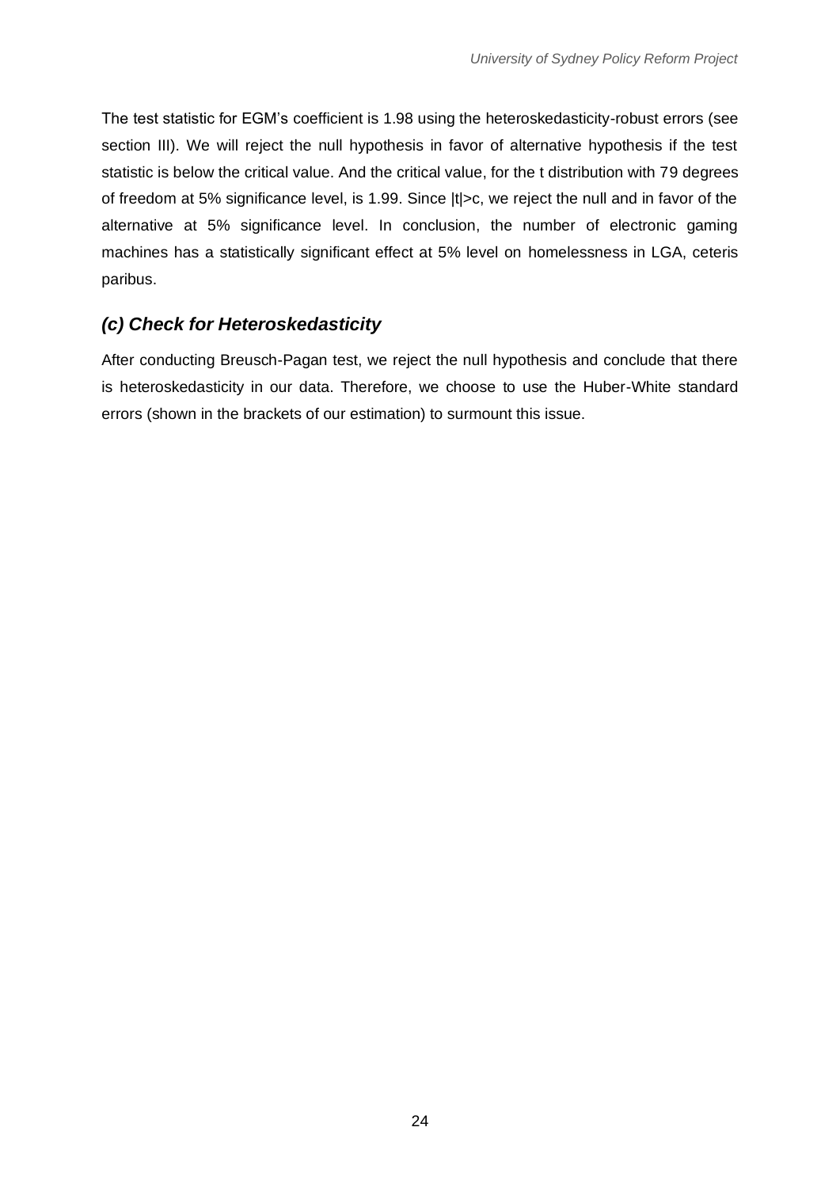The test statistic for EGM's coefficient is 1.98 using the heteroskedasticity-robust errors (see section III). We will reject the null hypothesis in favor of alternative hypothesis if the test statistic is below the critical value. And the critical value, for the t distribution with 79 degrees of freedom at 5% significance level, is 1.99. Since |t|>c, we reject the null and in favor of the alternative at 5% significance level. In conclusion, the number of electronic gaming machines has a statistically significant effect at 5% level on homelessness in LGA, ceteris paribus.

### *(c) Check for Heteroskedasticity*

After conducting Breusch-Pagan test, we reject the null hypothesis and conclude that there is heteroskedasticity in our data. Therefore, we choose to use the Huber-White standard errors (shown in the brackets of our estimation) to surmount this issue.